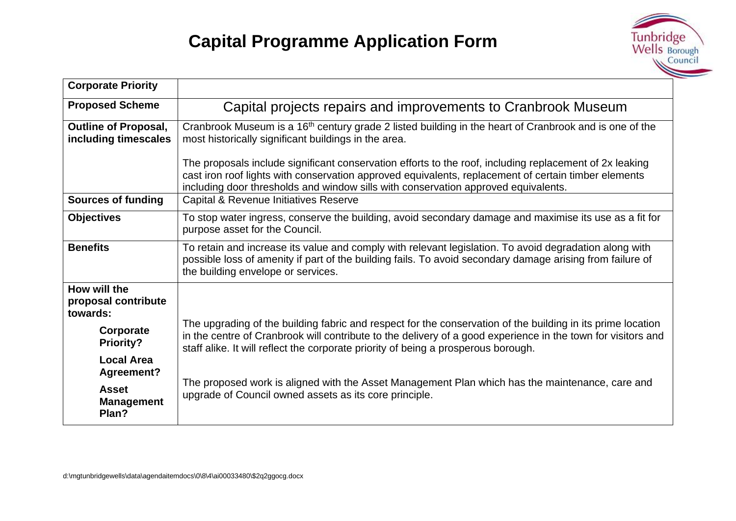# Capital Programme Application Form

| Corporate Priority | |
|---|---|
| **Proposed Scheme** | Capital projects repairs and improvements to Cranbrook Museum |
| **Outline of Proposal, including timescales** | Cranbrook Museum is a 16th century grade 2 listed building in the heart of Cranbrook and is one of the most historically significant buildings in the area.<br><br>The proposals include significant conservation efforts to the roof, including replacement of 2x leaking cast iron roof lights with conservation approved equivalents, replacement of certain timber elements including door thresholds and window sills with conservation approved equivalents. |
| **Sources of funding** | Capital & Revenue Initiatives Reserve |
| **Objectives** | To stop water ingress, conserve the building, avoid secondary damage and maximise its use as a fit for purpose asset for the Council. |
| **Benefits** | To retain and increase its value and comply with relevant legislation. To avoid degradation along with possible loss of amenity if part of the building fails. To avoid secondary damage arising from failure of the building envelope or services. |
| **How will the proposal contribute towards:**<br>**Corporate Priority?**<br>**Local Area Agreement?**<br>**Asset Management Plan?** | The upgrading of the building fabric and respect for the conservation of the building in its prime location in the centre of Cranbrook will contribute to the delivery of a good experience in the town for visitors and staff alike. It will reflect the corporate priority of being a prosperous borough.<br><br>The proposed work is aligned with the Asset Management Plan which has the maintenance, care and upgrade of Council owned assets as its core principle. |

d:\mgtunbridgewells\data\agendaitemdocs\0\8\4\ai00033480\$2q2ggocg.docx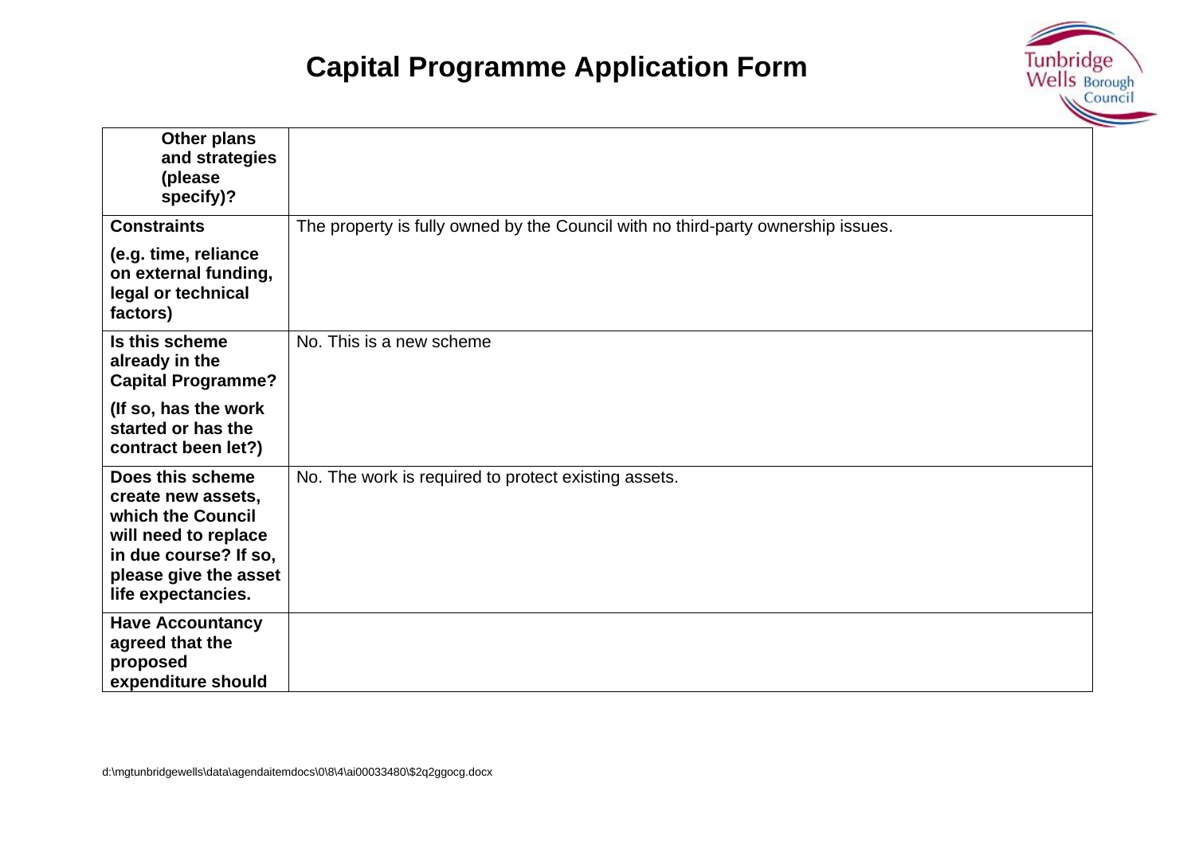# Capital Programme Application Form

| | |
|---|---|
| **Other plans and strategies (please specify)?** | |
| **Constraints**<br><br>**(e.g. time, reliance on external funding, legal or technical factors)** | The property is fully owned by the Council with no third-party ownership issues. |
| **Is this scheme already in the Capital Programme?**<br><br>**(If so, has the work started or has the contract been let?)** | No. This is a new scheme |
| **Does this scheme create new assets, which the Council will need to replace in due course? If so, please give the asset life expectancies.** | No. The work is required to protect existing assets. |
| **Have Accountancy agreed that the proposed expenditure should** | |

d:\mgtunbridgewells\data\agendaitemdocs\0\8\4\ai00033480\$2q2ggocg.docx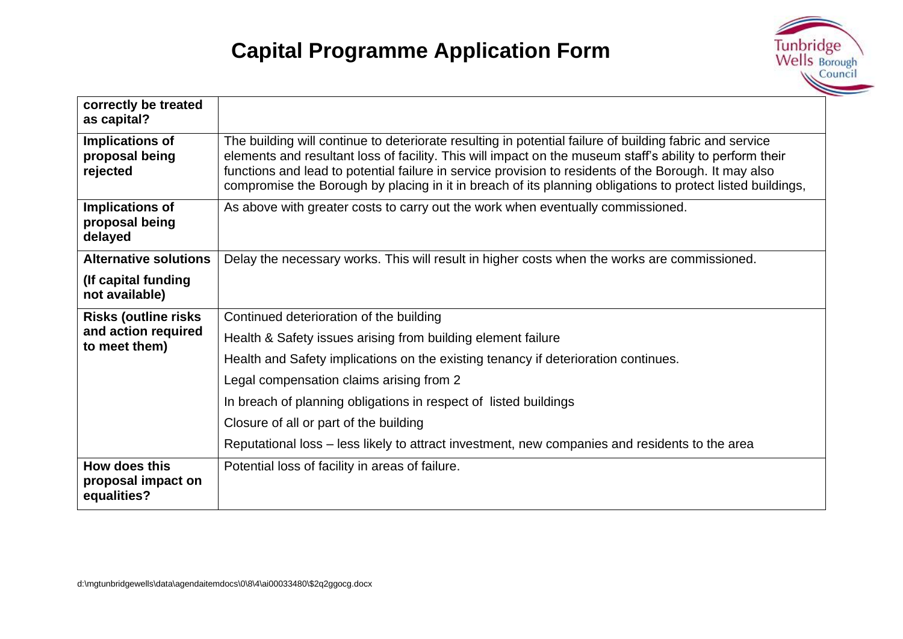# Capital Programme Application Form

| | |
|---|---|
| **correctly be treated as capital?** | |
| **Implications of proposal being rejected** | The building will continue to deteriorate resulting in potential failure of building fabric and service elements and resultant loss of facility. This will impact on the museum staff's ability to perform their functions and lead to potential failure in service provision to residents of the Borough. It may also compromise the Borough by placing in it in breach of its planning obligations to protect listed buildings, |
| **Implications of proposal being delayed** | As above with greater costs to carry out the work when eventually commissioned. |
| **Alternative solutions**<br><br>**(If capital funding not available)** | Delay the necessary works. This will result in higher costs when the works are commissioned. |
| **Risks (outline risks and action required to meet them)** | Continued deterioration of the building<br><br>Health & Safety issues arising from building element failure<br><br>Health and Safety implications on the existing tenancy if deterioration continues.<br><br>Legal compensation claims arising from 2<br><br>In breach of planning obligations in respect of listed buildings<br><br>Closure of all or part of the building<br><br>Reputational loss – less likely to attract investment, new companies and residents to the area |
| **How does this proposal impact on equalities?** | Potential loss of facility in areas of failure. |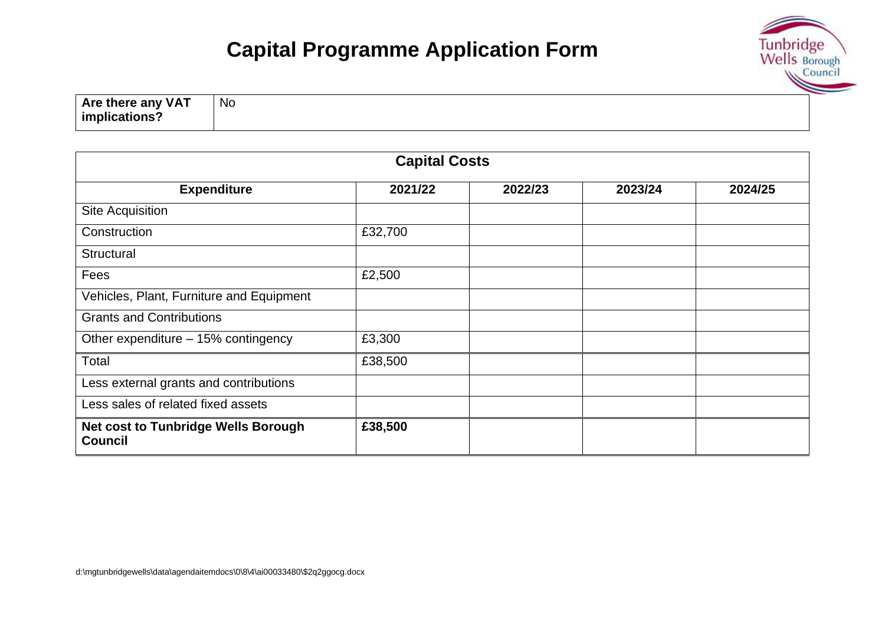# Capital Programme Application Form

| **Are there any VAT implications?** | No |
|---|---|

| **Capital Costs** | | | | |
|---|---|---|---|---|
| **Expenditure** | **2021/22** | **2022/23** | **2023/24** | **2024/25** |
| Site Acquisition | | | | |
| Construction | £32,700 | | | |
| Structural | | | | |
| Fees | £2,500 | | | |
| Vehicles, Plant, Furniture and Equipment | | | | |
| Grants and Contributions | | | | |
| Other expenditure – 15% contingency | £3,300 | | | |
| Total | £38,500 | | | |
| Less external grants and contributions | | | | |
| Less sales of related fixed assets | | | | |
| **Net cost to Tunbridge Wells Borough Council** | **£38,500** | | | |

d:\mgtunbridgewells\data\agendaitemdocs\0\8\4\ai00033480\$2q2ggocg.docx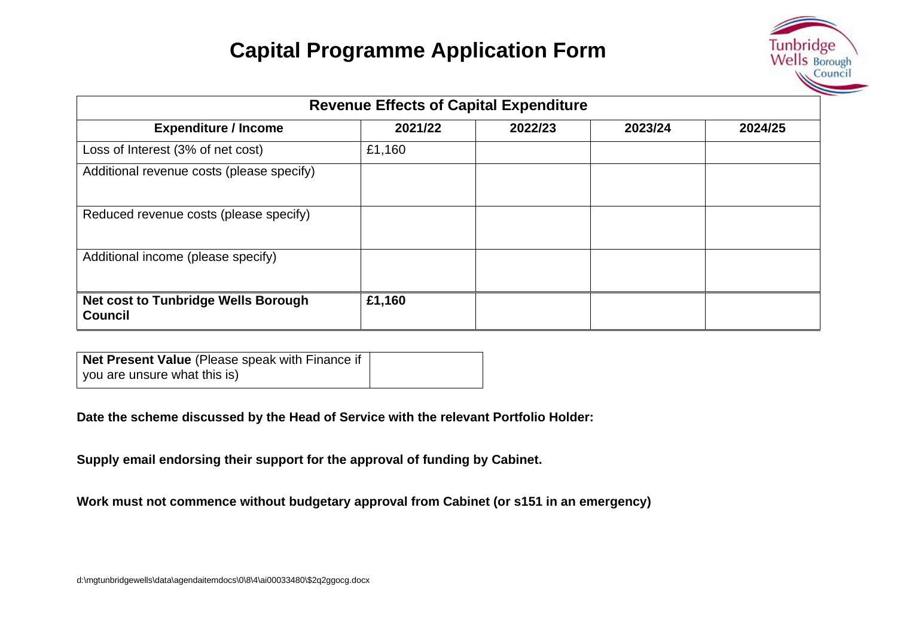# Capital Programme Application Form

| Revenue Effects of Capital Expenditure | | | | |
|---|---|---|---|---|
| **Expenditure / Income** | **2021/22** | **2022/23** | **2023/24** | **2024/25** |
| Loss of Interest (3% of net cost) | £1,160 | | | |
| Additional revenue costs (please specify) | | | | |
| Reduced revenue costs (please specify) | | | | |
| Additional income (please specify) | | | | |
| **Net cost to Tunbridge Wells Borough Council** | **£1,160** | | | |

| | |
|---|---|
| **Net Present Value** (Please speak with Finance if you are unsure what this is) | |

**Date the scheme discussed by the Head of Service with the relevant Portfolio Holder:**

**Supply email endorsing their support for the approval of funding by Cabinet.**

**Work must not commence without budgetary approval from Cabinet (or s151 in an emergency)**

d:\mgtunbridgewells\data\agendaitemdocs\0\8\4\ai00033480\$2q2ggocg.docx